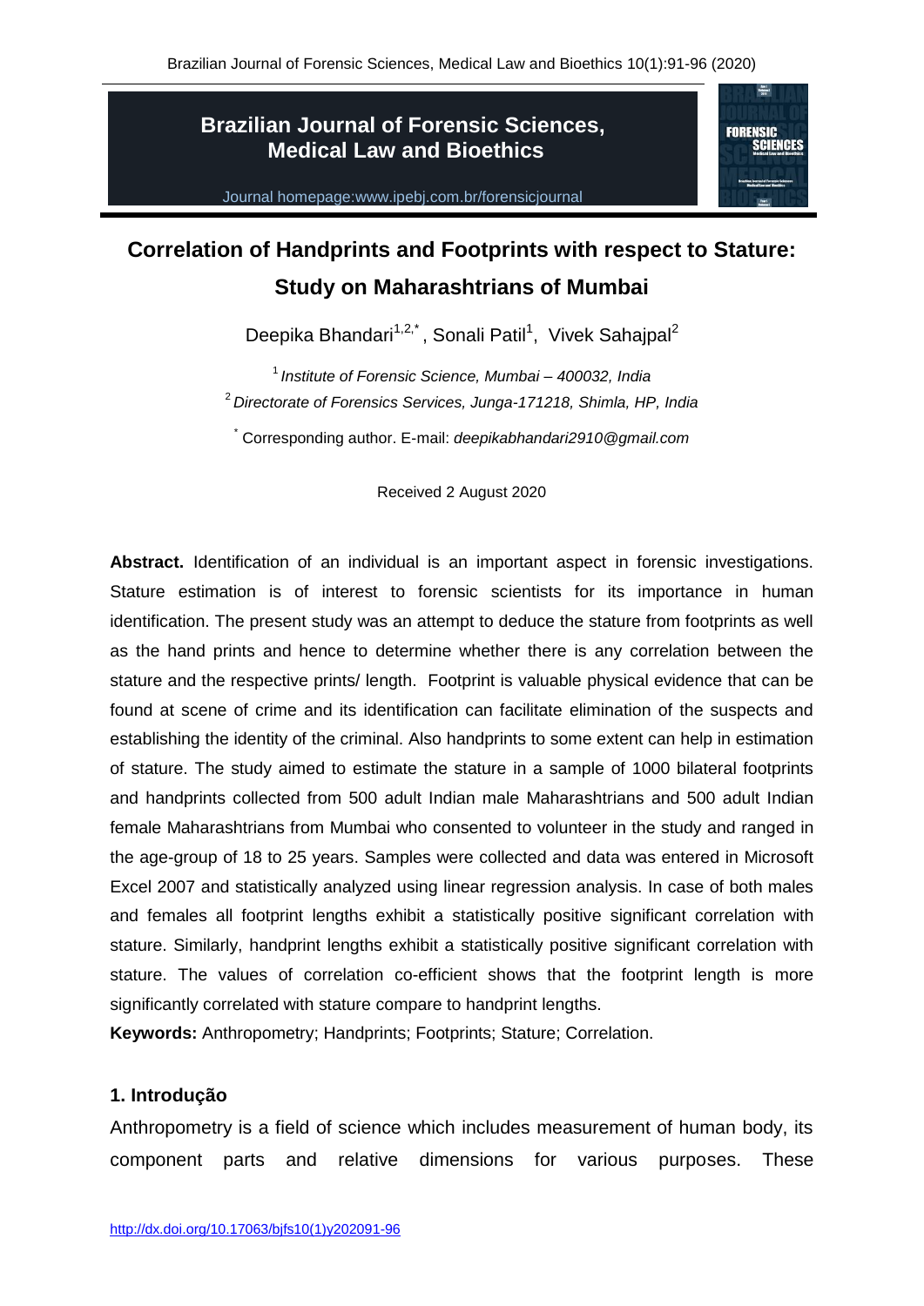# Correlation of Handprints and Footprints with respect to Stature: Study on Maharashtrians of Mumbai

Deepika Bhandari[1,2,*], Sonali Patil[1], Vivek Sahajpal[2]

[1] *Institute of Forensic Science, Mumbai – 400032, India*

[2] *Directorate of Forensics Services, Junga-171218, Shimla, HP, India*

[*] Corresponding author. E-mail: *deepikabhandari2910@gmail.com*

Received 2 August 2020

**Abstract.** Identification of an individual is an important aspect in forensic investigations. Stature estimation is of interest to forensic scientists for its importance in human identification. The present study was an attempt to deduce the stature from footprints as well as the hand prints and hence to determine whether there is any correlation between the stature and the respective prints/ length. Footprint is valuable physical evidence that can be found at scene of crime and its identification can facilitate elimination of the suspects and establishing the identity of the criminal. Also handprints to some extent can help in estimation of stature. The study aimed to estimate the stature in a sample of 1000 bilateral footprints and handprints collected from 500 adult Indian male Maharashtrians and 500 adult Indian female Maharashtrians from Mumbai who consented to volunteer in the study and ranged in the age-group of 18 to 25 years. Samples were collected and data was entered in Microsoft Excel 2007 and statistically analyzed using linear regression analysis. In case of both males and females all footprint lengths exhibit a statistically positive significant correlation with stature. Similarly, handprint lengths exhibit a statistically positive significant correlation with stature. The values of correlation co-efficient shows that the footprint length is more significantly correlated with stature compare to handprint lengths.

**Keywords:** Anthropometry; Handprints; Footprints; Stature; Correlation.

## 1. Introdução

Anthropometry is a field of science which includes measurement of human body, its component parts and relative dimensions for various purposes. These

http://dx.doi.org/10.17063/bjfs10(1)y202091-96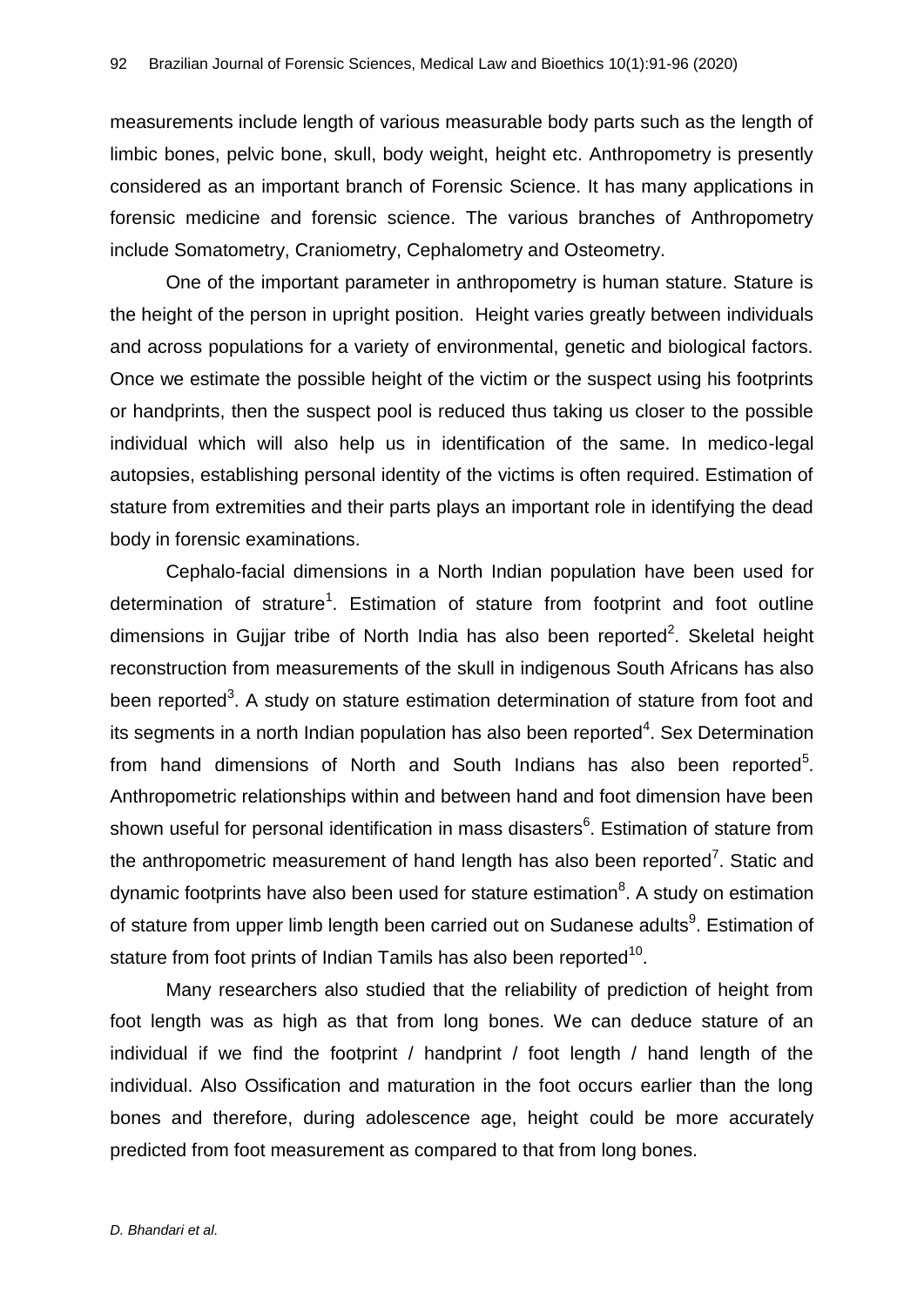measurements include length of various measurable body parts such as the length of limbic bones, pelvic bone, skull, body weight, height etc. Anthropometry is presently considered as an important branch of Forensic Science. It has many applications in forensic medicine and forensic science. The various branches of Anthropometry include Somatometry, Craniometry, Cephalometry and Osteometry.

One of the important parameter in anthropometry is human stature. Stature is the height of the person in upright position. Height varies greatly between individuals and across populations for a variety of environmental, genetic and biological factors. Once we estimate the possible height of the victim or the suspect using his footprints or handprints, then the suspect pool is reduced thus taking us closer to the possible individual which will also help us in identification of the same. In medico-legal autopsies, establishing personal identity of the victims is often required. Estimation of stature from extremities and their parts plays an important role in identifying the dead body in forensic examinations.

Cephalo-facial dimensions in a North Indian population have been used for determination of strature[1]. Estimation of stature from footprint and foot outline dimensions in Gujjar tribe of North India has also been reported[2]. Skeletal height reconstruction from measurements of the skull in indigenous South Africans has also been reported[3]. A study on stature estimation determination of stature from foot and its segments in a north Indian population has also been reported[4]. Sex Determination from hand dimensions of North and South Indians has also been reported[5]. Anthropometric relationships within and between hand and foot dimension have been shown useful for personal identification in mass disasters[6]. Estimation of stature from the anthropometric measurement of hand length has also been reported[7]. Static and dynamic footprints have also been used for stature estimation[8]. A study on estimation of stature from upper limb length been carried out on Sudanese adults[9]. Estimation of stature from foot prints of Indian Tamils has also been reported[10].

Many researchers also studied that the reliability of prediction of height from foot length was as high as that from long bones. We can deduce stature of an individual if we find the footprint / handprint / foot length / hand length of the individual. Also Ossification and maturation in the foot occurs earlier than the long bones and therefore, during adolescence age, height could be more accurately predicted from foot measurement as compared to that from long bones.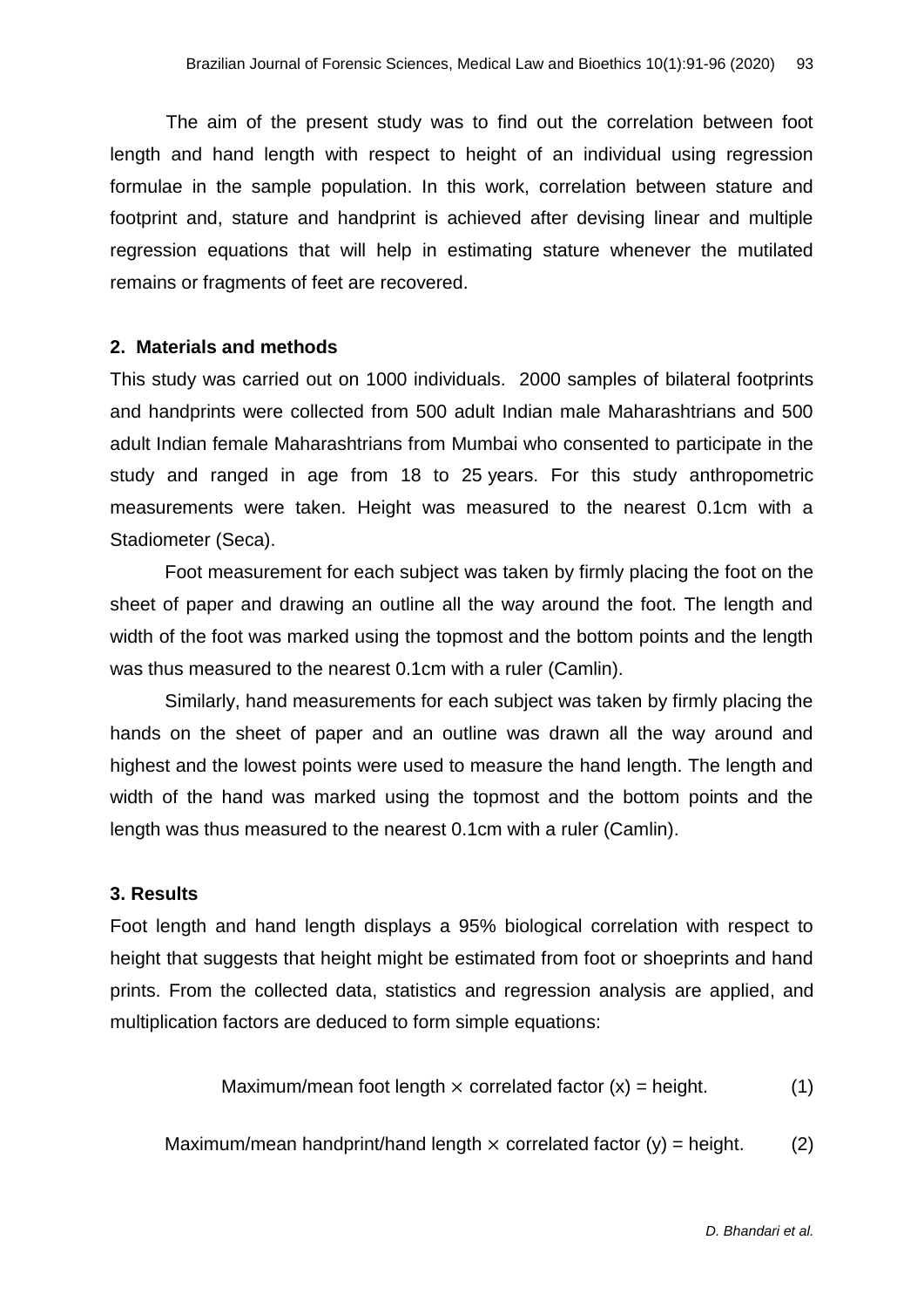The aim of the present study was to find out the correlation between foot length and hand length with respect to height of an individual using regression formulae in the sample population. In this work, correlation between stature and footprint and, stature and handprint is achieved after devising linear and multiple regression equations that will help in estimating stature whenever the mutilated remains or fragments of feet are recovered.

## 2. Materials and methods

This study was carried out on 1000 individuals. 2000 samples of bilateral footprints and handprints were collected from 500 adult Indian male Maharashtrians and 500 adult Indian female Maharashtrians from Mumbai who consented to participate in the study and ranged in age from 18 to 25 years. For this study anthropometric measurements were taken. Height was measured to the nearest 0.1cm with a Stadiometer (Seca).

Foot measurement for each subject was taken by firmly placing the foot on the sheet of paper and drawing an outline all the way around the foot. The length and width of the foot was marked using the topmost and the bottom points and the length was thus measured to the nearest 0.1cm with a ruler (Camlin).

Similarly, hand measurements for each subject was taken by firmly placing the hands on the sheet of paper and an outline was drawn all the way around and highest and the lowest points were used to measure the hand length. The length and width of the hand was marked using the topmost and the bottom points and the length was thus measured to the nearest 0.1cm with a ruler (Camlin).

## 3. Results

Foot length and hand length displays a 95% biological correlation with respect to height that suggests that height might be estimated from foot or shoeprints and hand prints. From the collected data, statistics and regression analysis are applied, and multiplication factors are deduced to form simple equations:

$$\text{Maximum/mean foot length} \times \text{correlated factor } (x) = \text{height.} \qquad (1)$$

$$\text{Maximum/mean handprint/hand length} \times \text{correlated factor } (y) = \text{height.} \qquad (2)$$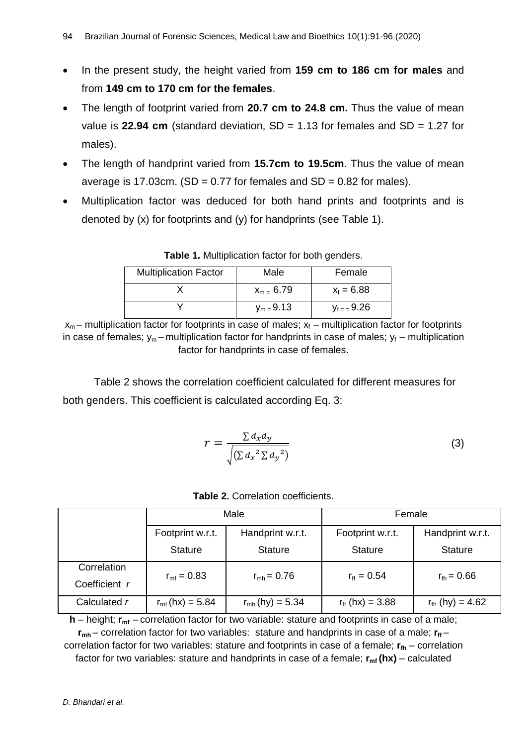- In the present study, the height varied from **159 cm to 186 cm for males** and from **149 cm to 170 cm for the females**.
- The length of footprint varied from **20.7 cm to 24.8 cm.** Thus the value of mean value is **22.94 cm** (standard deviation, SD = 1.13 for females and SD = 1.27 for males).
- The length of handprint varied from **15.7cm to 19.5cm**. Thus the value of mean average is 17.03cm. (SD = 0.77 for females and SD = 0.82 for males).
- Multiplication factor was deduced for both hand prints and footprints and is denoted by (x) for footprints and (y) for handprints (see Table 1).

**Table 1.** Multiplication factor for both genders.

| Multiplication Factor | Male | Female |
|---|---|---|
| X | $x_m = 6.79$ | $x_f = 6.88$ |
| Y | $y_m = 9.13$ | $y_f = 9.26$ |

$x_m$ – multiplication factor for footprints in case of males; $x_f$ – multiplication factor for footprints in case of females; $y_m$ – multiplication factor for handprints in case of males; $y_f$ – multiplication factor for handprints in case of females.

Table 2 shows the correlation coefficient calculated for different measures for both genders. This coefficient is calculated according Eq. 3:

$$r = \frac{\sum d_x d_y}{\sqrt{\left(\sum {d_x}^2 \sum {d_y}^2\right)}} \tag{3}$$

**Table 2.** Correlation coefficients.

| | Male | | Female | |
|---|---|---|---|---|
| | Footprint w.r.t. Stature | Handprint w.r.t. Stature | Footprint w.r.t. Stature | Handprint w.r.t. Stature |
| Correlation Coefficient *r* | $r_{mf} = 0.83$ | $r_{mh} = 0.76$ | $r_{ff} = 0.54$ | $r_{fh} = 0.66$ |
| Calculated *r* | $r_{mf}$ (hx) = 5.84 | $r_{mh}$ (hy) = 5.34 | $r_{ff}$ (hx) = 3.88 | $r_{fh}$ (hy) = 4.62 |

**h** – height; $\mathbf{r_{mf}}$ – correlation factor for two variable: stature and footprints in case of a male; $\mathbf{r_{mh}}$ – correlation factor for two variables: stature and handprints in case of a male; $\mathbf{r_{ff}}$ – correlation factor for two variables: stature and footprints in case of a female; $\mathbf{r_{fh}}$ – correlation factor for two variables: stature and handprints in case of a female; $\mathbf{r_{mf}}$ **(hx)** – calculated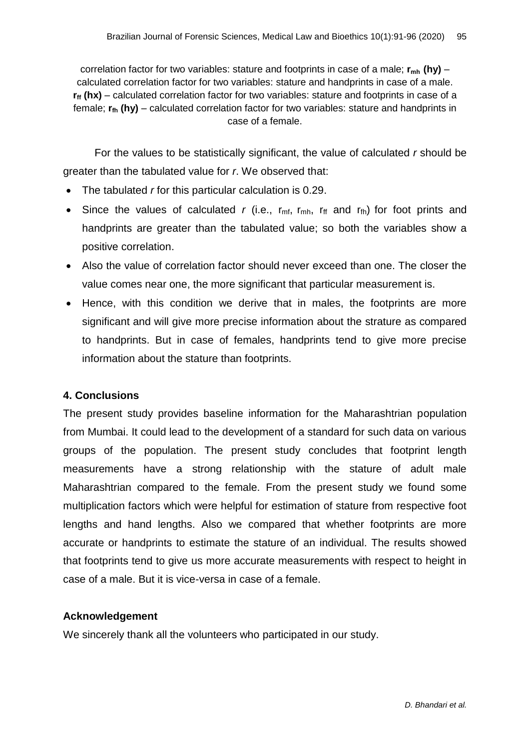correlation factor for two variables: stature and footprints in case of a male; $\mathbf{r_{mh}}$ **(hy)** – calculated correlation factor for two variables: stature and handprints in case of a male. $\mathbf{r_{ff}}$ **(hx)** – calculated correlation factor for two variables: stature and footprints in case of a female; $\mathbf{r_{fh}}$ **(hy)** – calculated correlation factor for two variables: stature and handprints in case of a female.

For the values to be statistically significant, the value of calculated *r* should be greater than the tabulated value for *r*. We observed that:

- The tabulated *r* for this particular calculation is 0.29.
- Since the values of calculated *r* (i.e., $r_{mf}$, $r_{mh}$, $r_{ff}$ and $r_{fh}$) for foot prints and handprints are greater than the tabulated value; so both the variables show a positive correlation.
- Also the value of correlation factor should never exceed than one. The closer the value comes near one, the more significant that particular measurement is.
- Hence, with this condition we derive that in males, the footprints are more significant and will give more precise information about the strature as compared to handprints. But in case of females, handprints tend to give more precise information about the stature than footprints.

## 4. Conclusions

The present study provides baseline information for the Maharashtrian population from Mumbai. It could lead to the development of a standard for such data on various groups of the population. The present study concludes that footprint length measurements have a strong relationship with the stature of adult male Maharashtrian compared to the female. From the present study we found some multiplication factors which were helpful for estimation of stature from respective foot lengths and hand lengths. Also we compared that whether footprints are more accurate or handprints to estimate the stature of an individual. The results showed that footprints tend to give us more accurate measurements with respect to height in case of a male. But it is vice-versa in case of a female.

## Acknowledgement

We sincerely thank all the volunteers who participated in our study.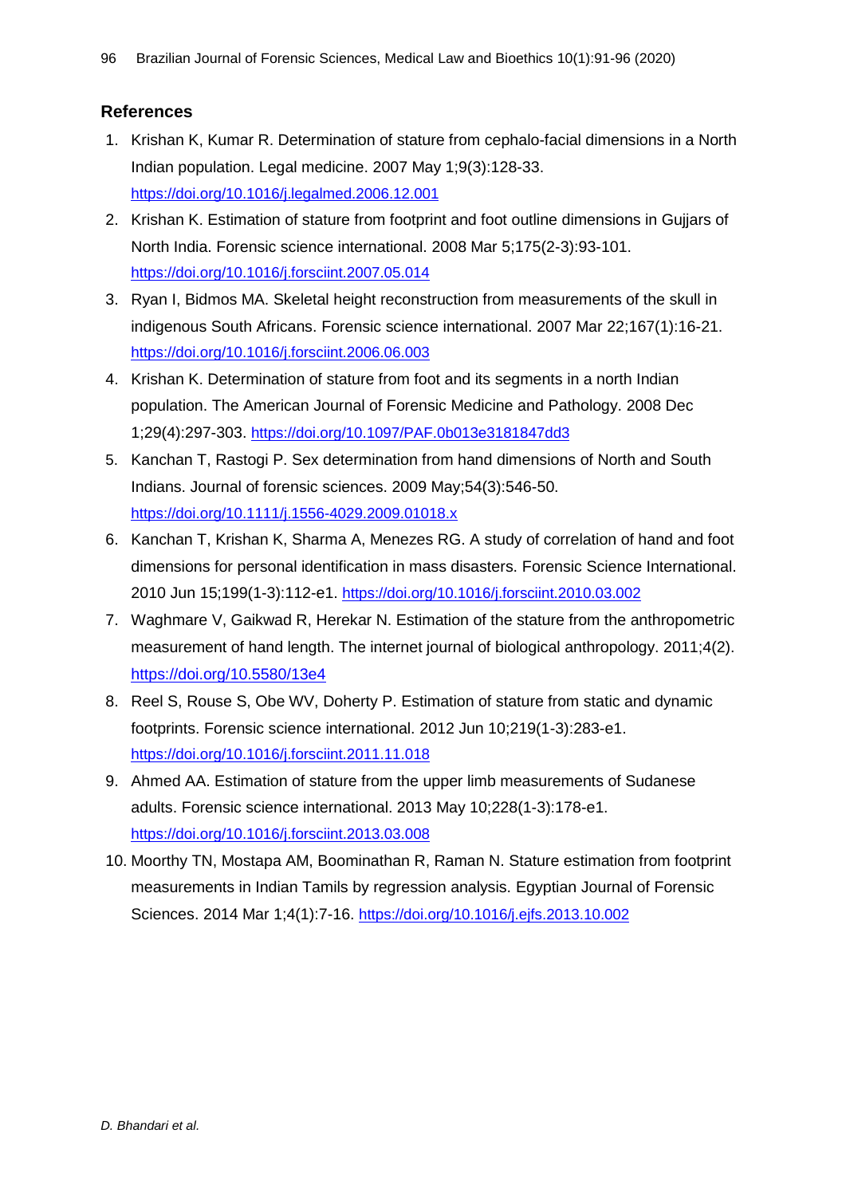## References

1. Krishan K, Kumar R. Determination of stature from cephalo-facial dimensions in a North Indian population. Legal medicine. 2007 May 1;9(3):128-33. https://doi.org/10.1016/j.legalmed.2006.12.001
2. Krishan K. Estimation of stature from footprint and foot outline dimensions in Gujjars of North India. Forensic science international. 2008 Mar 5;175(2-3):93-101. https://doi.org/10.1016/j.forsciint.2007.05.014
3. Ryan I, Bidmos MA. Skeletal height reconstruction from measurements of the skull in indigenous South Africans. Forensic science international. 2007 Mar 22;167(1):16-21. https://doi.org/10.1016/j.forsciint.2006.06.003
4. Krishan K. Determination of stature from foot and its segments in a north Indian population. The American Journal of Forensic Medicine and Pathology. 2008 Dec 1;29(4):297-303. https://doi.org/10.1097/PAF.0b013e3181847dd3
5. Kanchan T, Rastogi P. Sex determination from hand dimensions of North and South Indians. Journal of forensic sciences. 2009 May;54(3):546-50. https://doi.org/10.1111/j.1556-4029.2009.01018.x
6. Kanchan T, Krishan K, Sharma A, Menezes RG. A study of correlation of hand and foot dimensions for personal identification in mass disasters. Forensic Science International. 2010 Jun 15;199(1-3):112-e1. https://doi.org/10.1016/j.forsciint.2010.03.002
7. Waghmare V, Gaikwad R, Herekar N. Estimation of the stature from the anthropometric measurement of hand length. The internet journal of biological anthropology. 2011;4(2). https://doi.org/10.5580/13e4
8. Reel S, Rouse S, Obe WV, Doherty P. Estimation of stature from static and dynamic footprints. Forensic science international. 2012 Jun 10;219(1-3):283-e1. https://doi.org/10.1016/j.forsciint.2011.11.018
9. Ahmed AA. Estimation of stature from the upper limb measurements of Sudanese adults. Forensic science international. 2013 May 10;228(1-3):178-e1. https://doi.org/10.1016/j.forsciint.2013.03.008
10. Moorthy TN, Mostapa AM, Boominathan R, Raman N. Stature estimation from footprint measurements in Indian Tamils by regression analysis. Egyptian Journal of Forensic Sciences. 2014 Mar 1;4(1):7-16. https://doi.org/10.1016/j.ejfs.2013.10.002